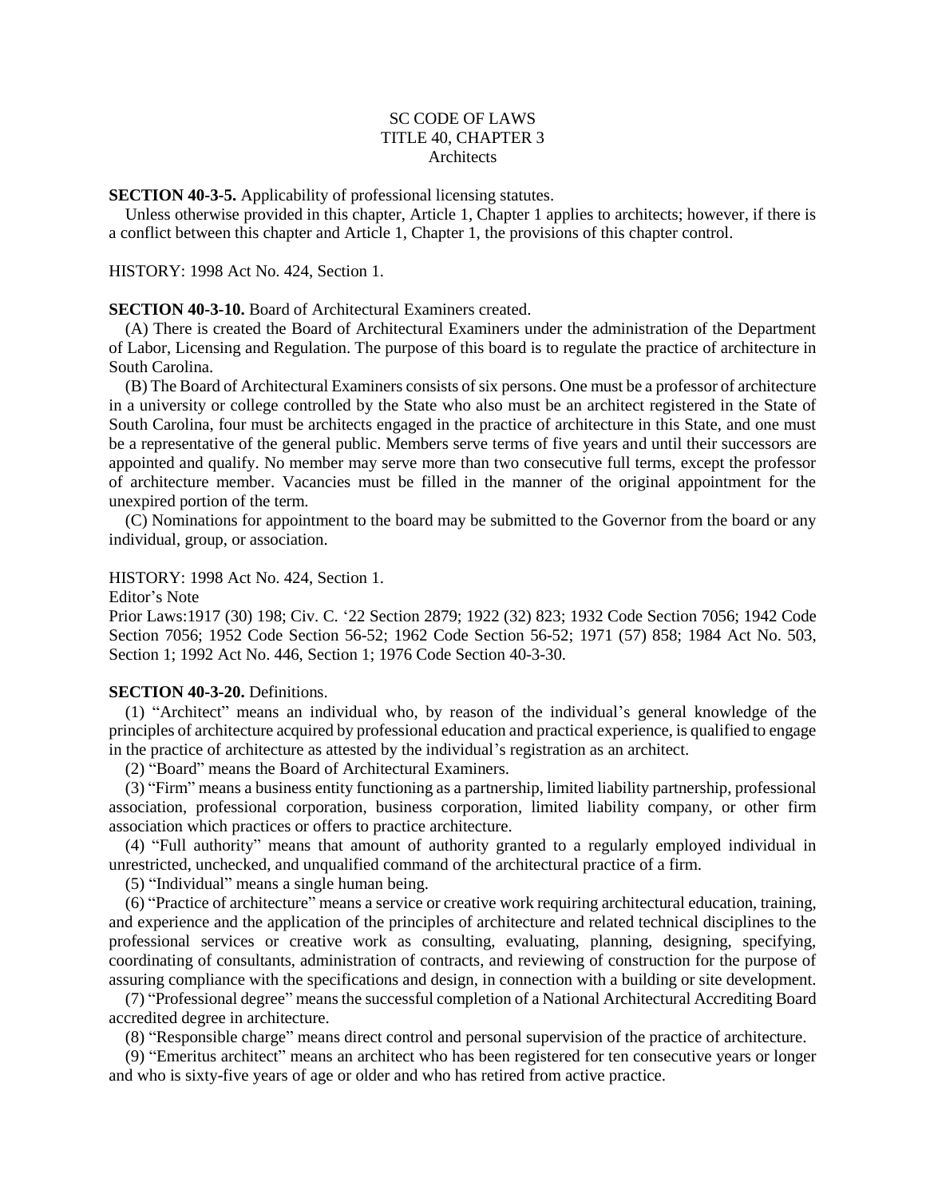# SC CODE OF LAWS
## TITLE 40, CHAPTER 3
## Architects

**SECTION 40-3-5.** Applicability of professional licensing statutes.

Unless otherwise provided in this chapter, Article 1, Chapter 1 applies to architects; however, if there is a conflict between this chapter and Article 1, Chapter 1, the provisions of this chapter control.

HISTORY: 1998 Act No. 424, Section 1.

**SECTION 40-3-10.** Board of Architectural Examiners created.

(A) There is created the Board of Architectural Examiners under the administration of the Department of Labor, Licensing and Regulation. The purpose of this board is to regulate the practice of architecture in South Carolina.

(B) The Board of Architectural Examiners consists of six persons. One must be a professor of architecture in a university or college controlled by the State who also must be an architect registered in the State of South Carolina, four must be architects engaged in the practice of architecture in this State, and one must be a representative of the general public. Members serve terms of five years and until their successors are appointed and qualify. No member may serve more than two consecutive full terms, except the professor of architecture member. Vacancies must be filled in the manner of the original appointment for the unexpired portion of the term.

(C) Nominations for appointment to the board may be submitted to the Governor from the board or any individual, group, or association.

HISTORY: 1998 Act No. 424, Section 1.

Editor's Note

Prior Laws:1917 (30) 198; Civ. C. '22 Section 2879; 1922 (32) 823; 1932 Code Section 7056; 1942 Code Section 7056; 1952 Code Section 56-52; 1962 Code Section 56-52; 1971 (57) 858; 1984 Act No. 503, Section 1; 1992 Act No. 446, Section 1; 1976 Code Section 40-3-30.

**SECTION 40-3-20.** Definitions.

(1) "Architect" means an individual who, by reason of the individual's general knowledge of the principles of architecture acquired by professional education and practical experience, is qualified to engage in the practice of architecture as attested by the individual's registration as an architect.

(2) "Board" means the Board of Architectural Examiners.

(3) "Firm" means a business entity functioning as a partnership, limited liability partnership, professional association, professional corporation, business corporation, limited liability company, or other firm association which practices or offers to practice architecture.

(4) "Full authority" means that amount of authority granted to a regularly employed individual in unrestricted, unchecked, and unqualified command of the architectural practice of a firm.

(5) "Individual" means a single human being.

(6) "Practice of architecture" means a service or creative work requiring architectural education, training, and experience and the application of the principles of architecture and related technical disciplines to the professional services or creative work as consulting, evaluating, planning, designing, specifying, coordinating of consultants, administration of contracts, and reviewing of construction for the purpose of assuring compliance with the specifications and design, in connection with a building or site development.

(7) "Professional degree" means the successful completion of a National Architectural Accrediting Board accredited degree in architecture.

(8) "Responsible charge" means direct control and personal supervision of the practice of architecture.

(9) "Emeritus architect" means an architect who has been registered for ten consecutive years or longer and who is sixty-five years of age or older and who has retired from active practice.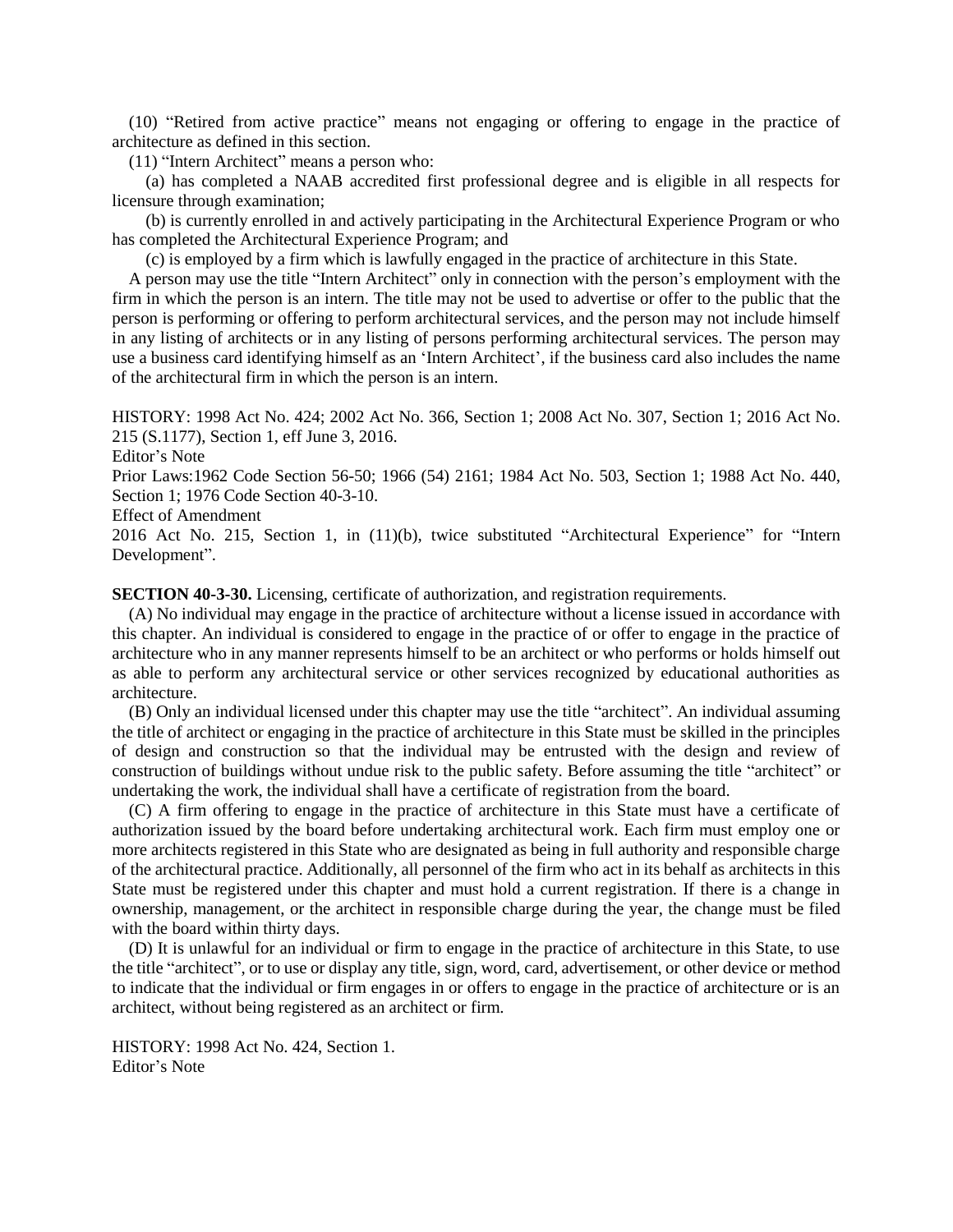(10) "Retired from active practice" means not engaging or offering to engage in the practice of architecture as defined in this section.

(11) "Intern Architect" means a person who:

(a) has completed a NAAB accredited first professional degree and is eligible in all respects for licensure through examination;

(b) is currently enrolled in and actively participating in the Architectural Experience Program or who has completed the Architectural Experience Program; and

(c) is employed by a firm which is lawfully engaged in the practice of architecture in this State.

A person may use the title "Intern Architect" only in connection with the person's employment with the firm in which the person is an intern. The title may not be used to advertise or offer to the public that the person is performing or offering to perform architectural services, and the person may not include himself in any listing of architects or in any listing of persons performing architectural services. The person may use a business card identifying himself as an 'Intern Architect', if the business card also includes the name of the architectural firm in which the person is an intern.

HISTORY: 1998 Act No. 424; 2002 Act No. 366, Section 1; 2008 Act No. 307, Section 1; 2016 Act No. 215 (S.1177), Section 1, eff June 3, 2016.

Editor's Note

Prior Laws:1962 Code Section 56-50; 1966 (54) 2161; 1984 Act No. 503, Section 1; 1988 Act No. 440, Section 1; 1976 Code Section 40-3-10.

Effect of Amendment

2016 Act No. 215, Section 1, in (11)(b), twice substituted "Architectural Experience" for "Intern Development".

**SECTION 40-3-30.** Licensing, certificate of authorization, and registration requirements.

(A) No individual may engage in the practice of architecture without a license issued in accordance with this chapter. An individual is considered to engage in the practice of or offer to engage in the practice of architecture who in any manner represents himself to be an architect or who performs or holds himself out as able to perform any architectural service or other services recognized by educational authorities as architecture.

(B) Only an individual licensed under this chapter may use the title "architect". An individual assuming the title of architect or engaging in the practice of architecture in this State must be skilled in the principles of design and construction so that the individual may be entrusted with the design and review of construction of buildings without undue risk to the public safety. Before assuming the title "architect" or undertaking the work, the individual shall have a certificate of registration from the board.

(C) A firm offering to engage in the practice of architecture in this State must have a certificate of authorization issued by the board before undertaking architectural work. Each firm must employ one or more architects registered in this State who are designated as being in full authority and responsible charge of the architectural practice. Additionally, all personnel of the firm who act in its behalf as architects in this State must be registered under this chapter and must hold a current registration. If there is a change in ownership, management, or the architect in responsible charge during the year, the change must be filed with the board within thirty days.

(D) It is unlawful for an individual or firm to engage in the practice of architecture in this State, to use the title "architect", or to use or display any title, sign, word, card, advertisement, or other device or method to indicate that the individual or firm engages in or offers to engage in the practice of architecture or is an architect, without being registered as an architect or firm.

HISTORY: 1998 Act No. 424, Section 1.

Editor's Note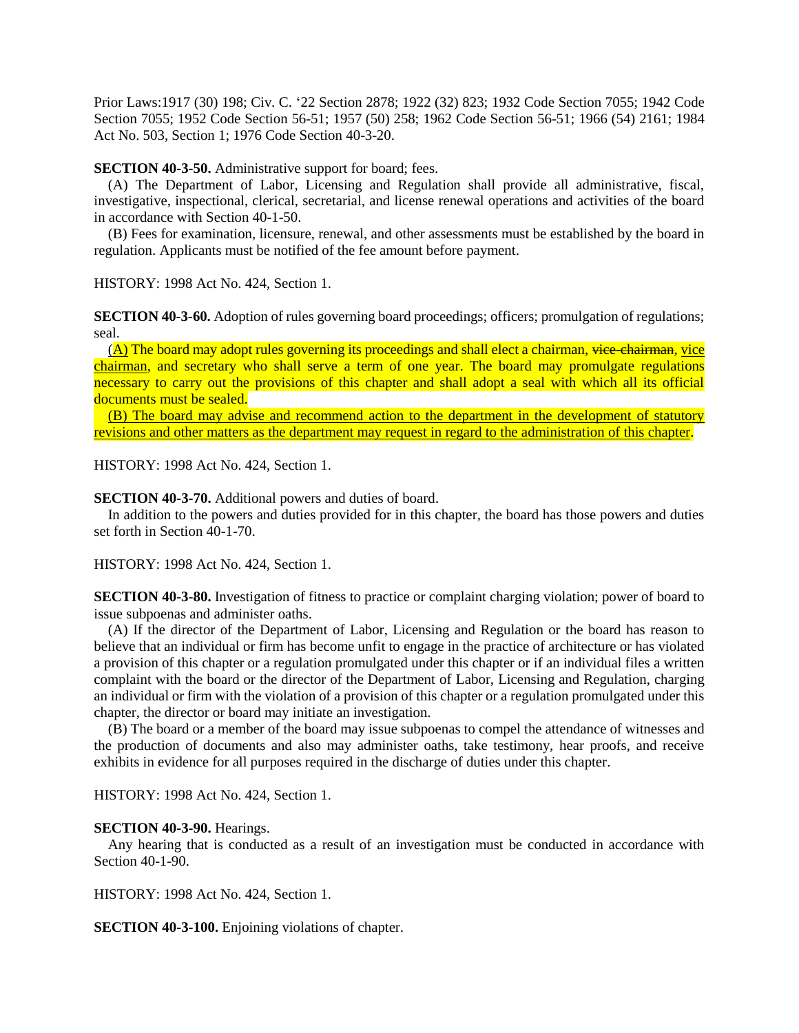Prior Laws:1917 (30) 198; Civ. C. '22 Section 2878; 1922 (32) 823; 1932 Code Section 7055; 1942 Code Section 7055; 1952 Code Section 56-51; 1957 (50) 258; 1962 Code Section 56-51; 1966 (54) 2161; 1984 Act No. 503, Section 1; 1976 Code Section 40-3-20.

**SECTION 40-3-50.** Administrative support for board; fees.

(A) The Department of Labor, Licensing and Regulation shall provide all administrative, fiscal, investigative, inspectional, clerical, secretarial, and license renewal operations and activities of the board in accordance with Section 40-1-50.

(B) Fees for examination, licensure, renewal, and other assessments must be established by the board in regulation. Applicants must be notified of the fee amount before payment.

HISTORY: 1998 Act No. 424, Section 1.

**SECTION 40-3-60.** Adoption of rules governing board proceedings; officers; promulgation of regulations; seal.

(A) The board may adopt rules governing its proceedings and shall elect a chairman, ~~vice-chairman~~, vice chairman, and secretary who shall serve a term of one year. The board may promulgate regulations necessary to carry out the provisions of this chapter and shall adopt a seal with which all its official documents must be sealed.

(B) The board may advise and recommend action to the department in the development of statutory revisions and other matters as the department may request in regard to the administration of this chapter.

HISTORY: 1998 Act No. 424, Section 1.

**SECTION 40-3-70.** Additional powers and duties of board.

In addition to the powers and duties provided for in this chapter, the board has those powers and duties set forth in Section 40-1-70.

HISTORY: 1998 Act No. 424, Section 1.

**SECTION 40-3-80.** Investigation of fitness to practice or complaint charging violation; power of board to issue subpoenas and administer oaths.

(A) If the director of the Department of Labor, Licensing and Regulation or the board has reason to believe that an individual or firm has become unfit to engage in the practice of architecture or has violated a provision of this chapter or a regulation promulgated under this chapter or if an individual files a written complaint with the board or the director of the Department of Labor, Licensing and Regulation, charging an individual or firm with the violation of a provision of this chapter or a regulation promulgated under this chapter, the director or board may initiate an investigation.

(B) The board or a member of the board may issue subpoenas to compel the attendance of witnesses and the production of documents and also may administer oaths, take testimony, hear proofs, and receive exhibits in evidence for all purposes required in the discharge of duties under this chapter.

HISTORY: 1998 Act No. 424, Section 1.

**SECTION 40-3-90.** Hearings.

Any hearing that is conducted as a result of an investigation must be conducted in accordance with Section 40-1-90.

HISTORY: 1998 Act No. 424, Section 1.

**SECTION 40-3-100.** Enjoining violations of chapter.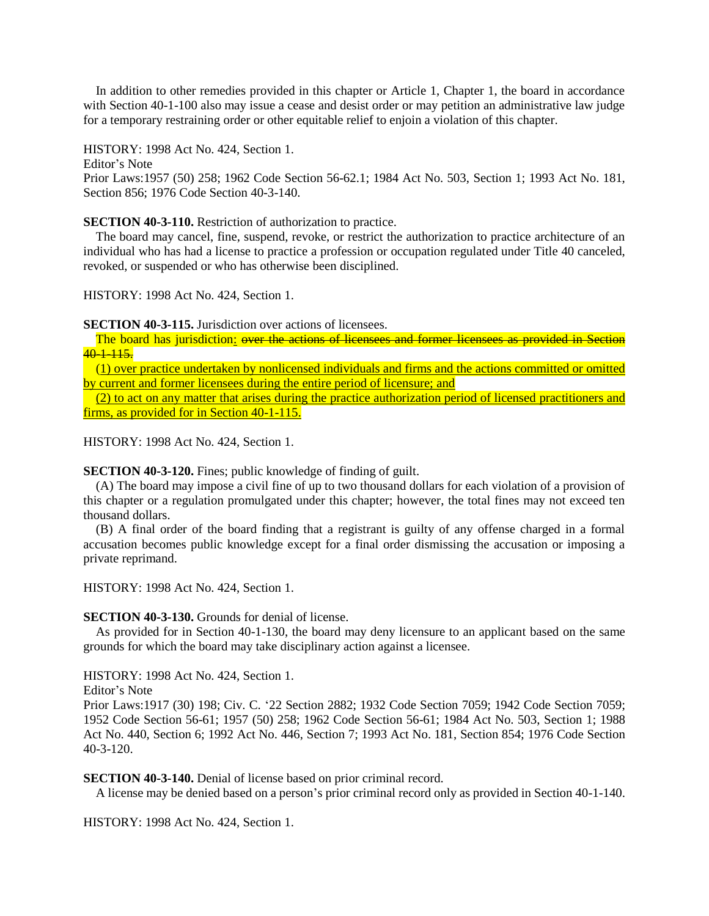In addition to other remedies provided in this chapter or Article 1, Chapter 1, the board in accordance with Section 40-1-100 also may issue a cease and desist order or may petition an administrative law judge for a temporary restraining order or other equitable relief to enjoin a violation of this chapter.

HISTORY: 1998 Act No. 424, Section 1.

Editor's Note

Prior Laws:1957 (50) 258; 1962 Code Section 56-62.1; 1984 Act No. 503, Section 1; 1993 Act No. 181, Section 856; 1976 Code Section 40-3-140.

**SECTION 40-3-110.** Restriction of authorization to practice.

The board may cancel, fine, suspend, revoke, or restrict the authorization to practice architecture of an individual who has had a license to practice a profession or occupation regulated under Title 40 canceled, revoked, or suspended or who has otherwise been disciplined.

HISTORY: 1998 Act No. 424, Section 1.

**SECTION 40-3-115.** Jurisdiction over actions of licensees.

The board has jurisdiction<u>:</u> ~~over the actions of licensees and former licensees as provided in Section 40-1-115.~~

<u>(1) over practice undertaken by nonlicensed individuals and firms and the actions committed or omitted by current and former licensees during the entire period of licensure; and</u>

<u>(2) to act on any matter that arises during the practice authorization period of licensed practitioners and firms, as provided for in Section 40-1-115.</u>

HISTORY: 1998 Act No. 424, Section 1.

**SECTION 40-3-120.** Fines; public knowledge of finding of guilt.

(A) The board may impose a civil fine of up to two thousand dollars for each violation of a provision of this chapter or a regulation promulgated under this chapter; however, the total fines may not exceed ten thousand dollars.

(B) A final order of the board finding that a registrant is guilty of any offense charged in a formal accusation becomes public knowledge except for a final order dismissing the accusation or imposing a private reprimand.

HISTORY: 1998 Act No. 424, Section 1.

**SECTION 40-3-130.** Grounds for denial of license.

As provided for in Section 40-1-130, the board may deny licensure to an applicant based on the same grounds for which the board may take disciplinary action against a licensee.

HISTORY: 1998 Act No. 424, Section 1.

Editor's Note

Prior Laws:1917 (30) 198; Civ. C. '22 Section 2882; 1932 Code Section 7059; 1942 Code Section 7059; 1952 Code Section 56-61; 1957 (50) 258; 1962 Code Section 56-61; 1984 Act No. 503, Section 1; 1988 Act No. 440, Section 6; 1992 Act No. 446, Section 7; 1993 Act No. 181, Section 854; 1976 Code Section 40-3-120.

**SECTION 40-3-140.** Denial of license based on prior criminal record.

A license may be denied based on a person's prior criminal record only as provided in Section 40-1-140.

HISTORY: 1998 Act No. 424, Section 1.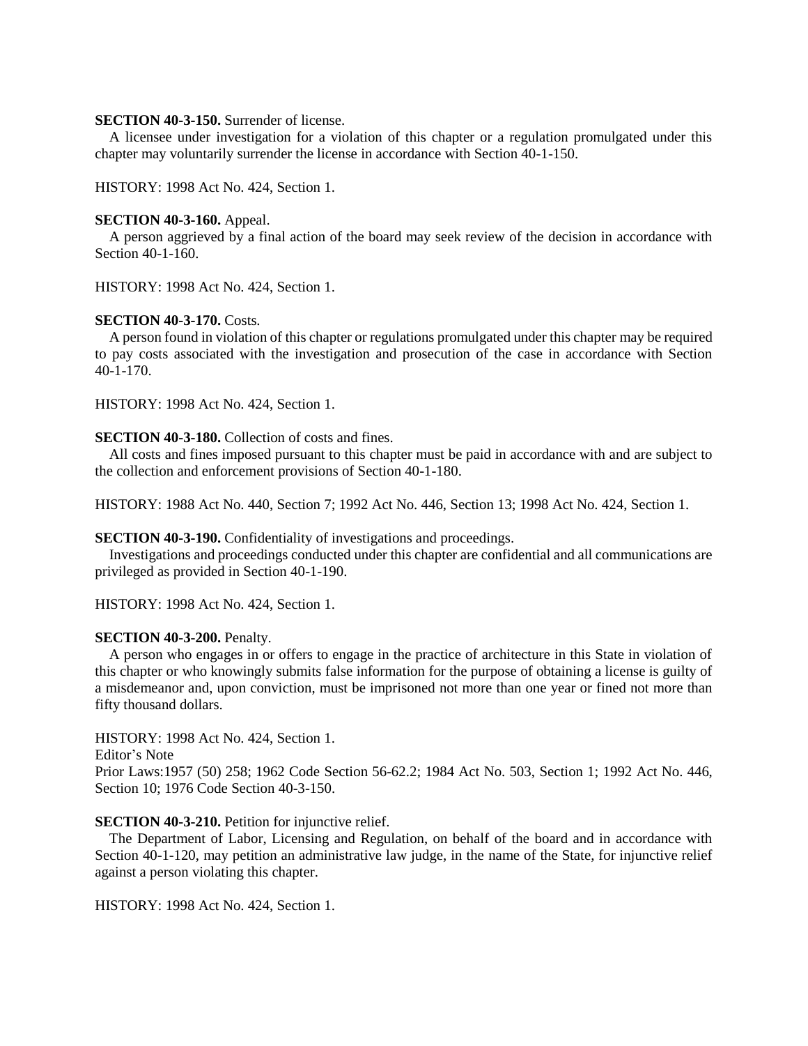**SECTION 40-3-150.** Surrender of license.

A licensee under investigation for a violation of this chapter or a regulation promulgated under this chapter may voluntarily surrender the license in accordance with Section 40-1-150.

HISTORY: 1998 Act No. 424, Section 1.

**SECTION 40-3-160.** Appeal.

A person aggrieved by a final action of the board may seek review of the decision in accordance with Section 40-1-160.

HISTORY: 1998 Act No. 424, Section 1.

**SECTION 40-3-170.** Costs.

A person found in violation of this chapter or regulations promulgated under this chapter may be required to pay costs associated with the investigation and prosecution of the case in accordance with Section 40-1-170.

HISTORY: 1998 Act No. 424, Section 1.

**SECTION 40-3-180.** Collection of costs and fines.

All costs and fines imposed pursuant to this chapter must be paid in accordance with and are subject to the collection and enforcement provisions of Section 40-1-180.

HISTORY: 1988 Act No. 440, Section 7; 1992 Act No. 446, Section 13; 1998 Act No. 424, Section 1.

**SECTION 40-3-190.** Confidentiality of investigations and proceedings.

Investigations and proceedings conducted under this chapter are confidential and all communications are privileged as provided in Section 40-1-190.

HISTORY: 1998 Act No. 424, Section 1.

**SECTION 40-3-200.** Penalty.

A person who engages in or offers to engage in the practice of architecture in this State in violation of this chapter or who knowingly submits false information for the purpose of obtaining a license is guilty of a misdemeanor and, upon conviction, must be imprisoned not more than one year or fined not more than fifty thousand dollars.

HISTORY: 1998 Act No. 424, Section 1.

Editor's Note

Prior Laws:1957 (50) 258; 1962 Code Section 56-62.2; 1984 Act No. 503, Section 1; 1992 Act No. 446, Section 10; 1976 Code Section 40-3-150.

**SECTION 40-3-210.** Petition for injunctive relief.

The Department of Labor, Licensing and Regulation, on behalf of the board and in accordance with Section 40-1-120, may petition an administrative law judge, in the name of the State, for injunctive relief against a person violating this chapter.

HISTORY: 1998 Act No. 424, Section 1.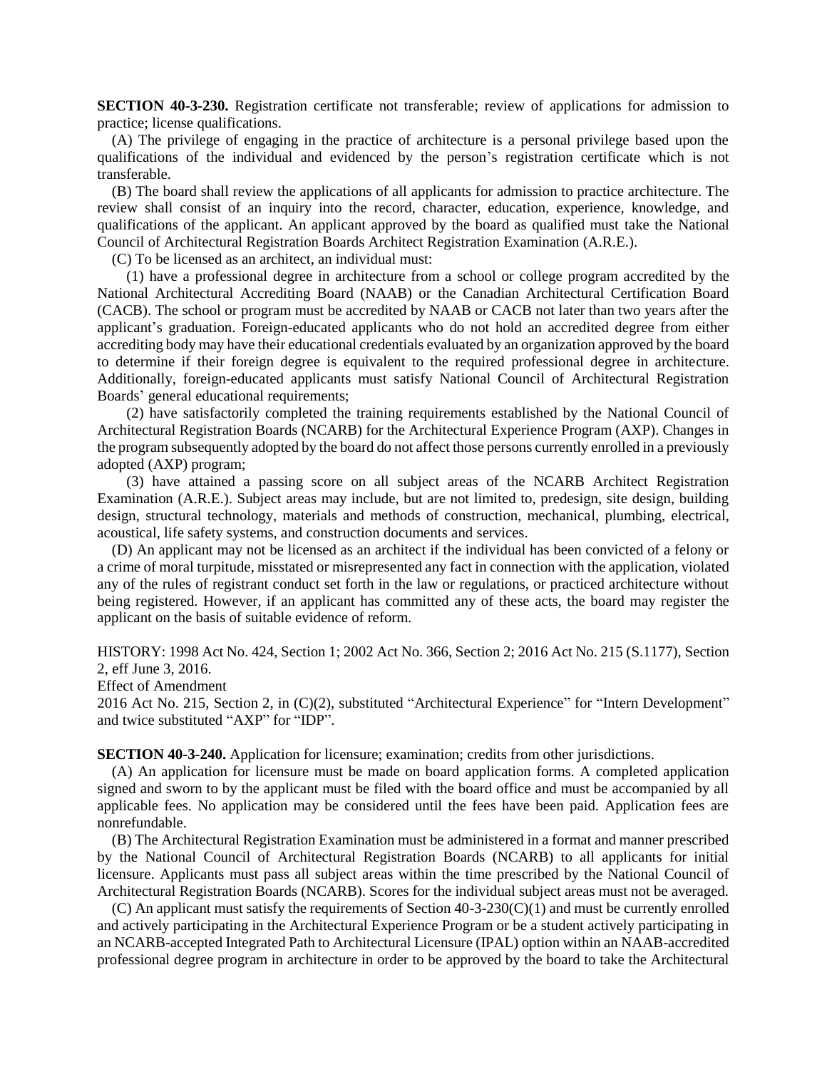**SECTION 40-3-230.** Registration certificate not transferable; review of applications for admission to practice; license qualifications.

(A) The privilege of engaging in the practice of architecture is a personal privilege based upon the qualifications of the individual and evidenced by the person's registration certificate which is not transferable.

(B) The board shall review the applications of all applicants for admission to practice architecture. The review shall consist of an inquiry into the record, character, education, experience, knowledge, and qualifications of the applicant. An applicant approved by the board as qualified must take the National Council of Architectural Registration Boards Architect Registration Examination (A.R.E.).

(C) To be licensed as an architect, an individual must:

(1) have a professional degree in architecture from a school or college program accredited by the National Architectural Accrediting Board (NAAB) or the Canadian Architectural Certification Board (CACB). The school or program must be accredited by NAAB or CACB not later than two years after the applicant's graduation. Foreign-educated applicants who do not hold an accredited degree from either accrediting body may have their educational credentials evaluated by an organization approved by the board to determine if their foreign degree is equivalent to the required professional degree in architecture. Additionally, foreign-educated applicants must satisfy National Council of Architectural Registration Boards' general educational requirements;

(2) have satisfactorily completed the training requirements established by the National Council of Architectural Registration Boards (NCARB) for the Architectural Experience Program (AXP). Changes in the program subsequently adopted by the board do not affect those persons currently enrolled in a previously adopted (AXP) program;

(3) have attained a passing score on all subject areas of the NCARB Architect Registration Examination (A.R.E.). Subject areas may include, but are not limited to, predesign, site design, building design, structural technology, materials and methods of construction, mechanical, plumbing, electrical, acoustical, life safety systems, and construction documents and services.

(D) An applicant may not be licensed as an architect if the individual has been convicted of a felony or a crime of moral turpitude, misstated or misrepresented any fact in connection with the application, violated any of the rules of registrant conduct set forth in the law or regulations, or practiced architecture without being registered. However, if an applicant has committed any of these acts, the board may register the applicant on the basis of suitable evidence of reform.

HISTORY: 1998 Act No. 424, Section 1; 2002 Act No. 366, Section 2; 2016 Act No. 215 (S.1177), Section 2, eff June 3, 2016.

Effect of Amendment

2016 Act No. 215, Section 2, in (C)(2), substituted "Architectural Experience" for "Intern Development" and twice substituted "AXP" for "IDP".

**SECTION 40-3-240.** Application for licensure; examination; credits from other jurisdictions.

(A) An application for licensure must be made on board application forms. A completed application signed and sworn to by the applicant must be filed with the board office and must be accompanied by all applicable fees. No application may be considered until the fees have been paid. Application fees are nonrefundable.

(B) The Architectural Registration Examination must be administered in a format and manner prescribed by the National Council of Architectural Registration Boards (NCARB) to all applicants for initial licensure. Applicants must pass all subject areas within the time prescribed by the National Council of Architectural Registration Boards (NCARB). Scores for the individual subject areas must not be averaged.

(C) An applicant must satisfy the requirements of Section 40-3-230(C)(1) and must be currently enrolled and actively participating in the Architectural Experience Program or be a student actively participating in an NCARB-accepted Integrated Path to Architectural Licensure (IPAL) option within an NAAB-accredited professional degree program in architecture in order to be approved by the board to take the Architectural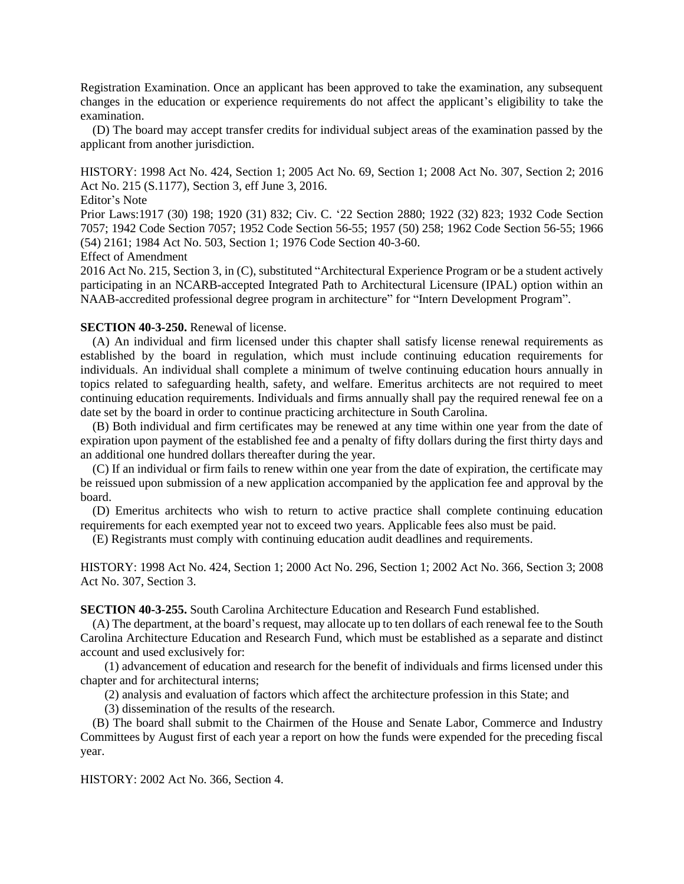Registration Examination. Once an applicant has been approved to take the examination, any subsequent changes in the education or experience requirements do not affect the applicant's eligibility to take the examination.

(D) The board may accept transfer credits for individual subject areas of the examination passed by the applicant from another jurisdiction.

HISTORY: 1998 Act No. 424, Section 1; 2005 Act No. 69, Section 1; 2008 Act No. 307, Section 2; 2016 Act No. 215 (S.1177), Section 3, eff June 3, 2016.

Editor's Note

Prior Laws:1917 (30) 198; 1920 (31) 832; Civ. C. '22 Section 2880; 1922 (32) 823; 1932 Code Section 7057; 1942 Code Section 7057; 1952 Code Section 56-55; 1957 (50) 258; 1962 Code Section 56-55; 1966 (54) 2161; 1984 Act No. 503, Section 1; 1976 Code Section 40-3-60.

Effect of Amendment

2016 Act No. 215, Section 3, in (C), substituted "Architectural Experience Program or be a student actively participating in an NCARB-accepted Integrated Path to Architectural Licensure (IPAL) option within an NAAB-accredited professional degree program in architecture" for "Intern Development Program".

**SECTION 40-3-250.** Renewal of license.

(A) An individual and firm licensed under this chapter shall satisfy license renewal requirements as established by the board in regulation, which must include continuing education requirements for individuals. An individual shall complete a minimum of twelve continuing education hours annually in topics related to safeguarding health, safety, and welfare. Emeritus architects are not required to meet continuing education requirements. Individuals and firms annually shall pay the required renewal fee on a date set by the board in order to continue practicing architecture in South Carolina.

(B) Both individual and firm certificates may be renewed at any time within one year from the date of expiration upon payment of the established fee and a penalty of fifty dollars during the first thirty days and an additional one hundred dollars thereafter during the year.

(C) If an individual or firm fails to renew within one year from the date of expiration, the certificate may be reissued upon submission of a new application accompanied by the application fee and approval by the board.

(D) Emeritus architects who wish to return to active practice shall complete continuing education requirements for each exempted year not to exceed two years. Applicable fees also must be paid.

(E) Registrants must comply with continuing education audit deadlines and requirements.

HISTORY: 1998 Act No. 424, Section 1; 2000 Act No. 296, Section 1; 2002 Act No. 366, Section 3; 2008 Act No. 307, Section 3.

**SECTION 40-3-255.** South Carolina Architecture Education and Research Fund established.

(A) The department, at the board's request, may allocate up to ten dollars of each renewal fee to the South Carolina Architecture Education and Research Fund, which must be established as a separate and distinct account and used exclusively for:

(1) advancement of education and research for the benefit of individuals and firms licensed under this chapter and for architectural interns;

(2) analysis and evaluation of factors which affect the architecture profession in this State; and

(3) dissemination of the results of the research.

(B) The board shall submit to the Chairmen of the House and Senate Labor, Commerce and Industry Committees by August first of each year a report on how the funds were expended for the preceding fiscal year.

HISTORY: 2002 Act No. 366, Section 4.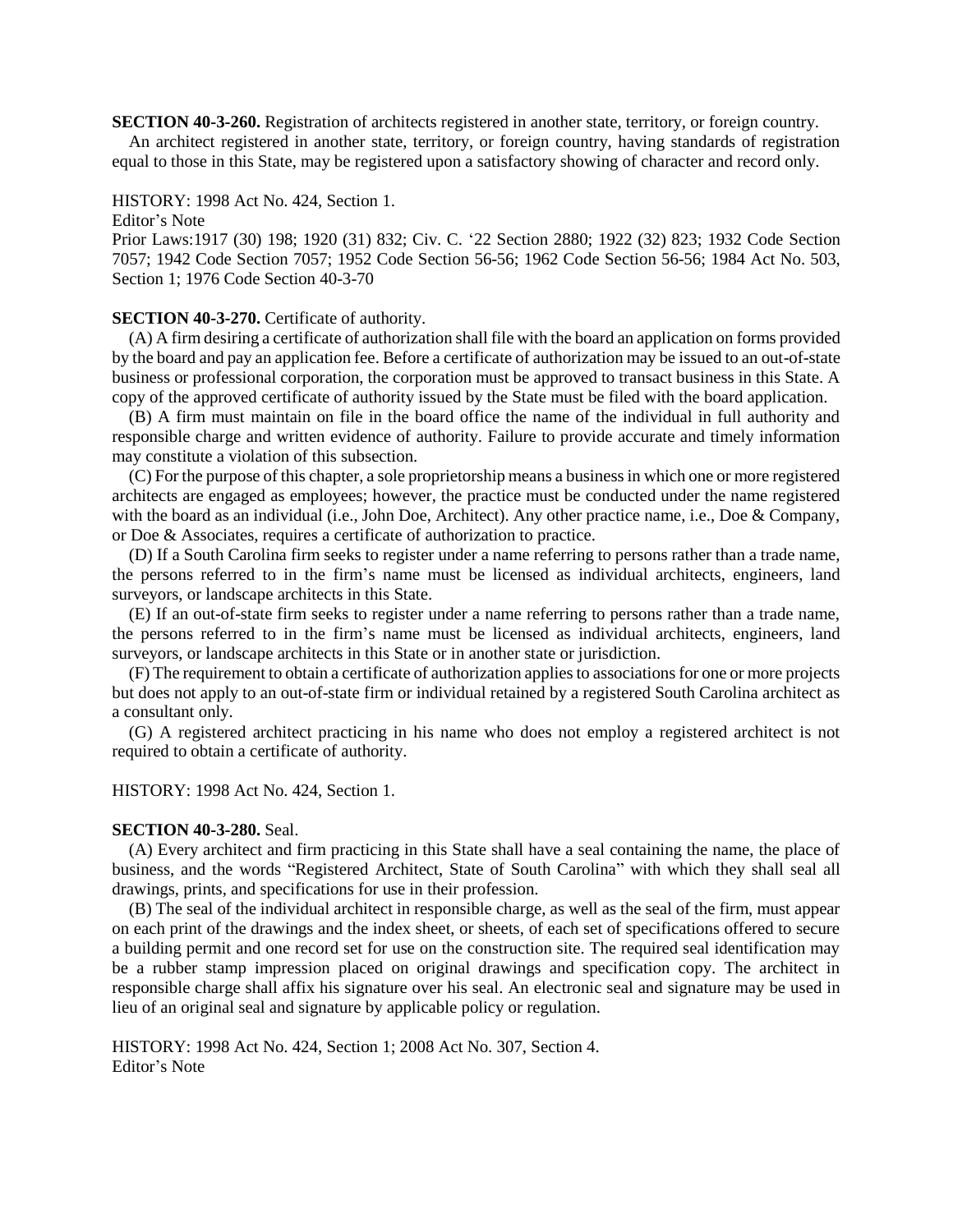**SECTION 40-3-260.** Registration of architects registered in another state, territory, or foreign country.

An architect registered in another state, territory, or foreign country, having standards of registration equal to those in this State, may be registered upon a satisfactory showing of character and record only.

HISTORY: 1998 Act No. 424, Section 1.

Editor's Note

Prior Laws:1917 (30) 198; 1920 (31) 832; Civ. C. '22 Section 2880; 1922 (32) 823; 1932 Code Section 7057; 1942 Code Section 7057; 1952 Code Section 56-56; 1962 Code Section 56-56; 1984 Act No. 503, Section 1; 1976 Code Section 40-3-70

**SECTION 40-3-270.** Certificate of authority.

(A) A firm desiring a certificate of authorization shall file with the board an application on forms provided by the board and pay an application fee. Before a certificate of authorization may be issued to an out-of-state business or professional corporation, the corporation must be approved to transact business in this State. A copy of the approved certificate of authority issued by the State must be filed with the board application.

(B) A firm must maintain on file in the board office the name of the individual in full authority and responsible charge and written evidence of authority. Failure to provide accurate and timely information may constitute a violation of this subsection.

(C) For the purpose of this chapter, a sole proprietorship means a business in which one or more registered architects are engaged as employees; however, the practice must be conducted under the name registered with the board as an individual (i.e., John Doe, Architect). Any other practice name, i.e., Doe & Company, or Doe & Associates, requires a certificate of authorization to practice.

(D) If a South Carolina firm seeks to register under a name referring to persons rather than a trade name, the persons referred to in the firm's name must be licensed as individual architects, engineers, land surveyors, or landscape architects in this State.

(E) If an out-of-state firm seeks to register under a name referring to persons rather than a trade name, the persons referred to in the firm's name must be licensed as individual architects, engineers, land surveyors, or landscape architects in this State or in another state or jurisdiction.

(F) The requirement to obtain a certificate of authorization applies to associations for one or more projects but does not apply to an out-of-state firm or individual retained by a registered South Carolina architect as a consultant only.

(G) A registered architect practicing in his name who does not employ a registered architect is not required to obtain a certificate of authority.

HISTORY: 1998 Act No. 424, Section 1.

**SECTION 40-3-280.** Seal.

(A) Every architect and firm practicing in this State shall have a seal containing the name, the place of business, and the words "Registered Architect, State of South Carolina" with which they shall seal all drawings, prints, and specifications for use in their profession.

(B) The seal of the individual architect in responsible charge, as well as the seal of the firm, must appear on each print of the drawings and the index sheet, or sheets, of each set of specifications offered to secure a building permit and one record set for use on the construction site. The required seal identification may be a rubber stamp impression placed on original drawings and specification copy. The architect in responsible charge shall affix his signature over his seal. An electronic seal and signature may be used in lieu of an original seal and signature by applicable policy or regulation.

HISTORY: 1998 Act No. 424, Section 1; 2008 Act No. 307, Section 4.

Editor's Note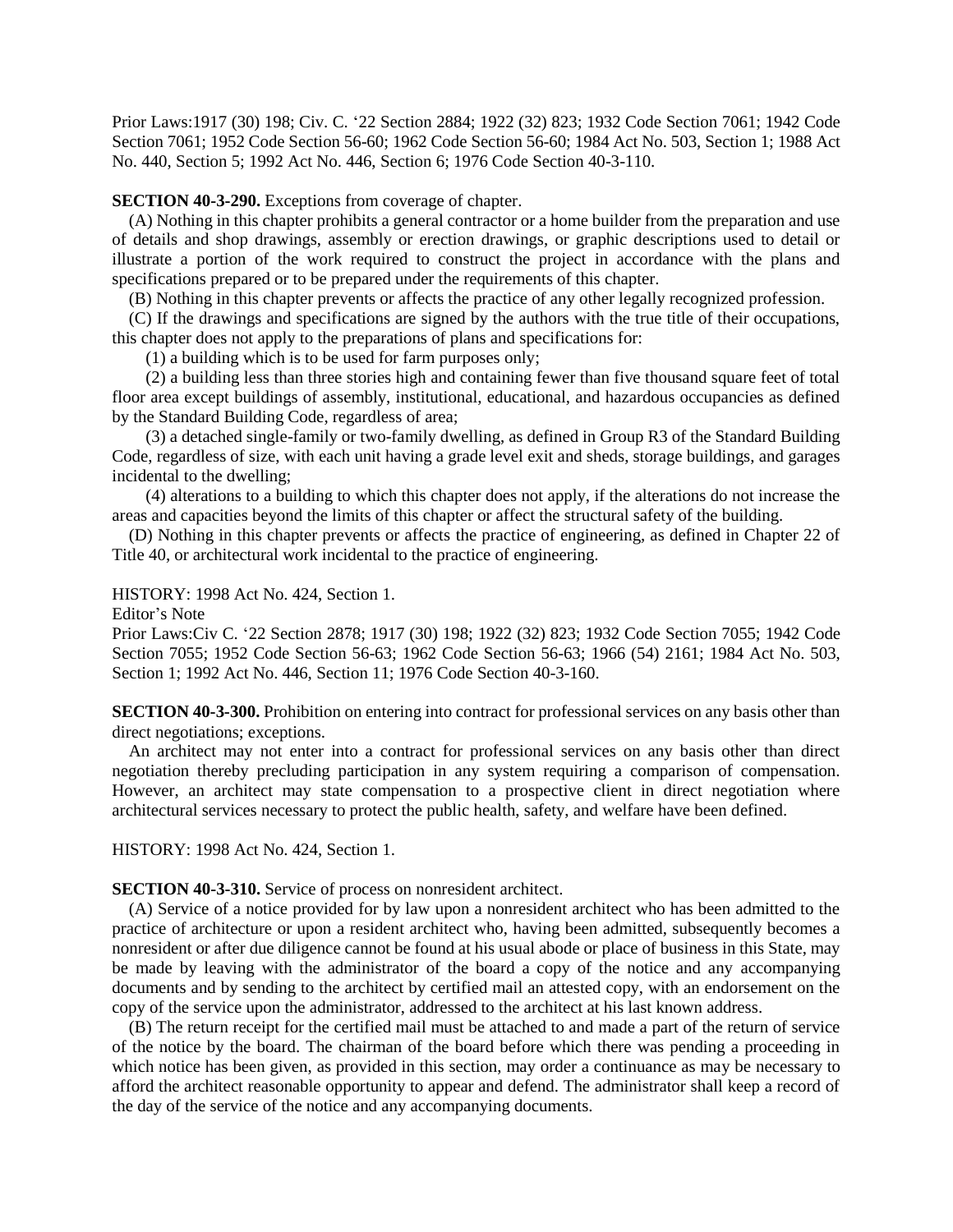Prior Laws:1917 (30) 198; Civ. C. '22 Section 2884; 1922 (32) 823; 1932 Code Section 7061; 1942 Code Section 7061; 1952 Code Section 56-60; 1962 Code Section 56-60; 1984 Act No. 503, Section 1; 1988 Act No. 440, Section 5; 1992 Act No. 446, Section 6; 1976 Code Section 40-3-110.

**SECTION 40-3-290.** Exceptions from coverage of chapter.

(A) Nothing in this chapter prohibits a general contractor or a home builder from the preparation and use of details and shop drawings, assembly or erection drawings, or graphic descriptions used to detail or illustrate a portion of the work required to construct the project in accordance with the plans and specifications prepared or to be prepared under the requirements of this chapter.

(B) Nothing in this chapter prevents or affects the practice of any other legally recognized profession.

(C) If the drawings and specifications are signed by the authors with the true title of their occupations, this chapter does not apply to the preparations of plans and specifications for:

(1) a building which is to be used for farm purposes only;

(2) a building less than three stories high and containing fewer than five thousand square feet of total floor area except buildings of assembly, institutional, educational, and hazardous occupancies as defined by the Standard Building Code, regardless of area;

(3) a detached single-family or two-family dwelling, as defined in Group R3 of the Standard Building Code, regardless of size, with each unit having a grade level exit and sheds, storage buildings, and garages incidental to the dwelling;

(4) alterations to a building to which this chapter does not apply, if the alterations do not increase the areas and capacities beyond the limits of this chapter or affect the structural safety of the building.

(D) Nothing in this chapter prevents or affects the practice of engineering, as defined in Chapter 22 of Title 40, or architectural work incidental to the practice of engineering.

HISTORY: 1998 Act No. 424, Section 1.

Editor's Note

Prior Laws:Civ C. '22 Section 2878; 1917 (30) 198; 1922 (32) 823; 1932 Code Section 7055; 1942 Code Section 7055; 1952 Code Section 56-63; 1962 Code Section 56-63; 1966 (54) 2161; 1984 Act No. 503, Section 1; 1992 Act No. 446, Section 11; 1976 Code Section 40-3-160.

**SECTION 40-3-300.** Prohibition on entering into contract for professional services on any basis other than direct negotiations; exceptions.

An architect may not enter into a contract for professional services on any basis other than direct negotiation thereby precluding participation in any system requiring a comparison of compensation. However, an architect may state compensation to a prospective client in direct negotiation where architectural services necessary to protect the public health, safety, and welfare have been defined.

HISTORY: 1998 Act No. 424, Section 1.

**SECTION 40-3-310.** Service of process on nonresident architect.

(A) Service of a notice provided for by law upon a nonresident architect who has been admitted to the practice of architecture or upon a resident architect who, having been admitted, subsequently becomes a nonresident or after due diligence cannot be found at his usual abode or place of business in this State, may be made by leaving with the administrator of the board a copy of the notice and any accompanying documents and by sending to the architect by certified mail an attested copy, with an endorsement on the copy of the service upon the administrator, addressed to the architect at his last known address.

(B) The return receipt for the certified mail must be attached to and made a part of the return of service of the notice by the board. The chairman of the board before which there was pending a proceeding in which notice has been given, as provided in this section, may order a continuance as may be necessary to afford the architect reasonable opportunity to appear and defend. The administrator shall keep a record of the day of the service of the notice and any accompanying documents.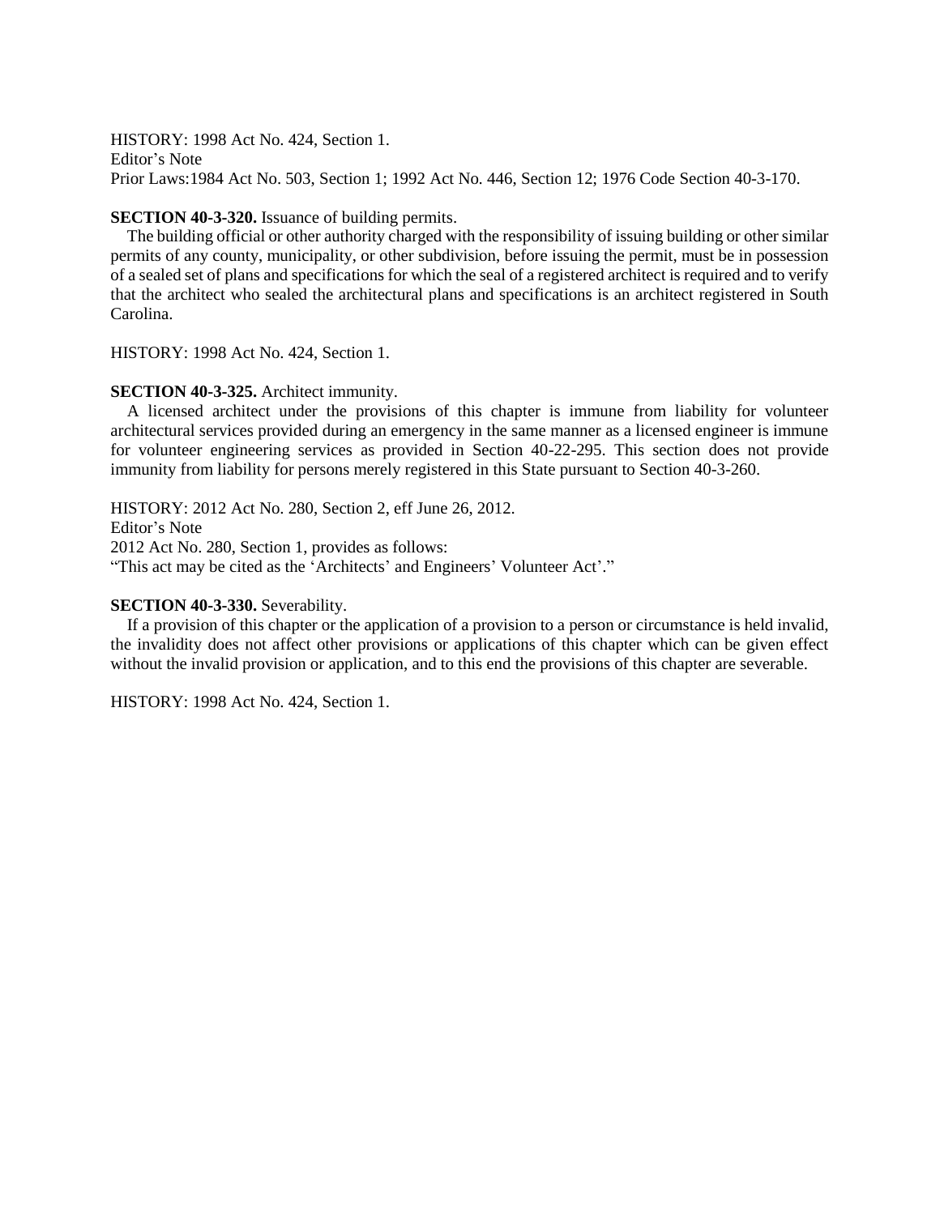HISTORY: 1998 Act No. 424, Section 1.
Editor's Note
Prior Laws:1984 Act No. 503, Section 1; 1992 Act No. 446, Section 12; 1976 Code Section 40-3-170.

**SECTION 40-3-320.** Issuance of building permits.

The building official or other authority charged with the responsibility of issuing building or other similar permits of any county, municipality, or other subdivision, before issuing the permit, must be in possession of a sealed set of plans and specifications for which the seal of a registered architect is required and to verify that the architect who sealed the architectural plans and specifications is an architect registered in South Carolina.

HISTORY: 1998 Act No. 424, Section 1.

**SECTION 40-3-325.** Architect immunity.

A licensed architect under the provisions of this chapter is immune from liability for volunteer architectural services provided during an emergency in the same manner as a licensed engineer is immune for volunteer engineering services as provided in Section 40-22-295. This section does not provide immunity from liability for persons merely registered in this State pursuant to Section 40-3-260.

HISTORY: 2012 Act No. 280, Section 2, eff June 26, 2012.
Editor's Note
2012 Act No. 280, Section 1, provides as follows:
"This act may be cited as the 'Architects' and Engineers' Volunteer Act'."

**SECTION 40-3-330.** Severability.

If a provision of this chapter or the application of a provision to a person or circumstance is held invalid, the invalidity does not affect other provisions or applications of this chapter which can be given effect without the invalid provision or application, and to this end the provisions of this chapter are severable.

HISTORY: 1998 Act No. 424, Section 1.